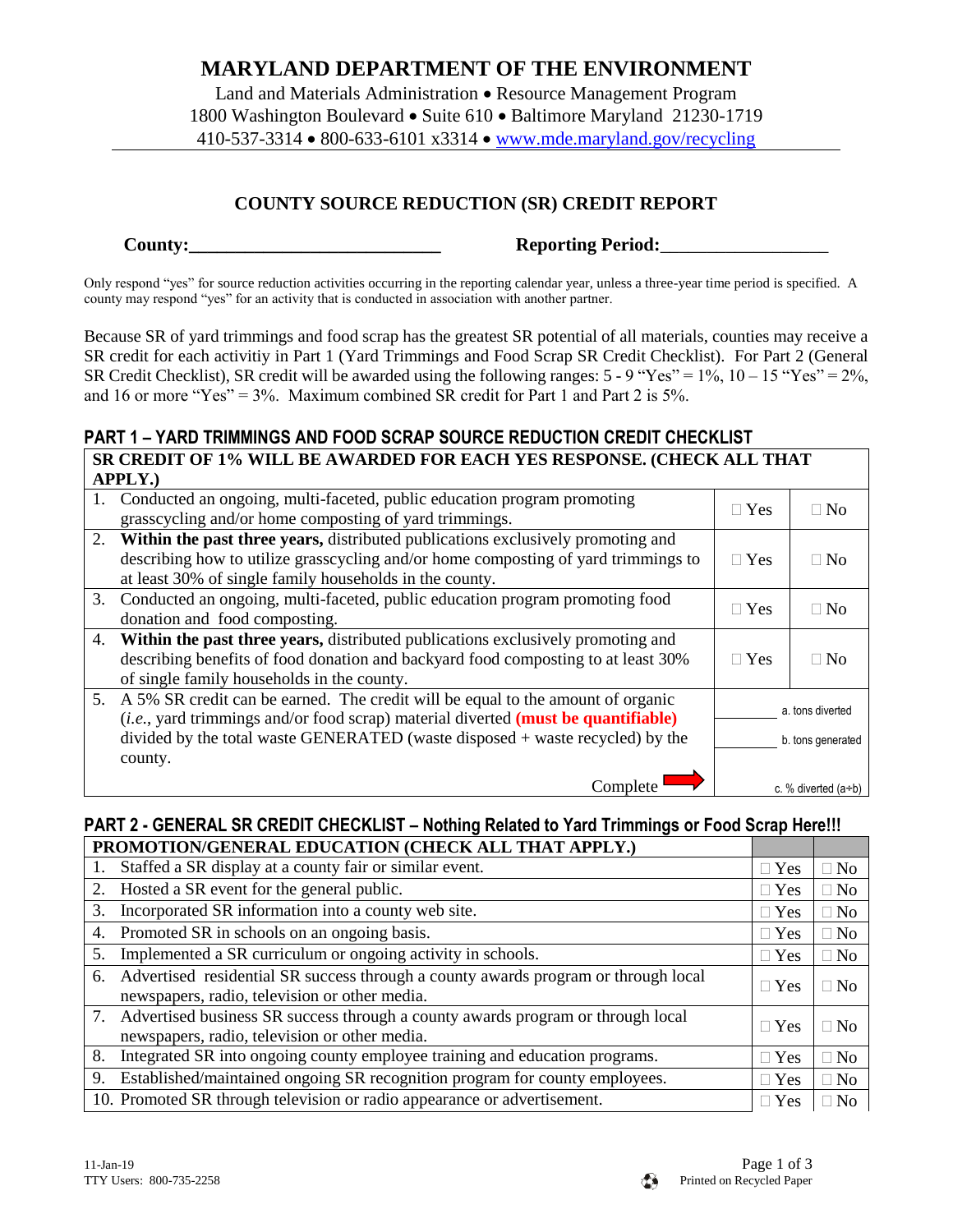# MARYLAND DEPARTMENT OF THE ENVIRONMENT

Land and Materials Administration • Resource Management Program
1800 Washington Boulevard • Suite 610 • Baltimore Maryland 21230-1719
410-537-3314 • 800-633-6101 x3314 • www.mde.maryland.gov/recycling

## COUNTY SOURCE REDUCTION (SR) CREDIT REPORT

**County:**\_\_\_\_\_\_\_\_\_\_\_\_\_\_\_\_\_\_\_\_\_\_\_\_\_\_ **Reporting Period:**\_\_\_\_\_\_\_\_\_\_\_\_\_\_\_\_\_\_

Only respond "yes" for source reduction activities occurring in the reporting calendar year, unless a three-year time period is specified. A county may respond "yes" for an activity that is conducted in association with another partner.

Because SR of yard trimmings and food scrap has the greatest SR potential of all materials, counties may receive a SR credit for each activitiy in Part 1 (Yard Trimmings and Food Scrap SR Credit Checklist). For Part 2 (General SR Credit Checklist), SR credit will be awarded using the following ranges: 5 - 9 "Yes" = 1%, 10 – 15 "Yes" = 2%, and 16 or more "Yes" = 3%. Maximum combined SR credit for Part 1 and Part 2 is 5%.

### PART 1 – YARD TRIMMINGS AND FOOD SCRAP SOURCE REDUCTION CREDIT CHECKLIST

| SR CREDIT OF 1% WILL BE AWARDED FOR EACH YES RESPONSE. (CHECK ALL THAT APPLY.) | | |
|---|---|---|
| 1. Conducted an ongoing, multi-faceted, public education program promoting grasscycling and/or home composting of yard trimmings. | ☐ Yes | ☐ No |
| 2. **Within the past three years,** distributed publications exclusively promoting and describing how to utilize grasscycling and/or home composting of yard trimmings to at least 30% of single family households in the county. | ☐ Yes | ☐ No |
| 3. Conducted an ongoing, multi-faceted, public education program promoting food donation and food composting. | ☐ Yes | ☐ No |
| 4. **Within the past three years,** distributed publications exclusively promoting and describing benefits of food donation and backyard food composting to at least 30% of single family households in the county. | ☐ Yes | ☐ No |
| 5. A 5% SR credit can be earned. The credit will be equal to the amount of organic (*i.e.*, yard trimmings and/or food scrap) material diverted **(must be quantifiable)** divided by the total waste GENERATED (waste disposed + waste recycled) by the county. Complete → | \_\_\_\_ a. tons diverted<br>\_\_\_\_ b. tons generated<br>\_\_\_\_ c. % diverted (a÷b) | |

### PART 2 - GENERAL SR CREDIT CHECKLIST – Nothing Related to Yard Trimmings or Food Scrap Here!!!

| PROMOTION/GENERAL EDUCATION (CHECK ALL THAT APPLY.) | | |
|---|---|---|
| 1. Staffed a SR display at a county fair or similar event. | ☐ Yes | ☐ No |
| 2. Hosted a SR event for the general public. | ☐ Yes | ☐ No |
| 3. Incorporated SR information into a county web site. | ☐ Yes | ☐ No |
| 4. Promoted SR in schools on an ongoing basis. | ☐ Yes | ☐ No |
| 5. Implemented a SR curriculum or ongoing activity in schools. | ☐ Yes | ☐ No |
| 6. Advertised residential SR success through a county awards program or through local newspapers, radio, television or other media. | ☐ Yes | ☐ No |
| 7. Advertised business SR success through a county awards program or through local newspapers, radio, television or other media. | ☐ Yes | ☐ No |
| 8. Integrated SR into ongoing county employee training and education programs. | ☐ Yes | ☐ No |
| 9. Established/maintained ongoing SR recognition program for county employees. | ☐ Yes | ☐ No |
| 10. Promoted SR through television or radio appearance or advertisement. | ☐ Yes | ☐ No |

11-Jan-19
TTY Users: 800-735-2258

Printed on Recycled Paper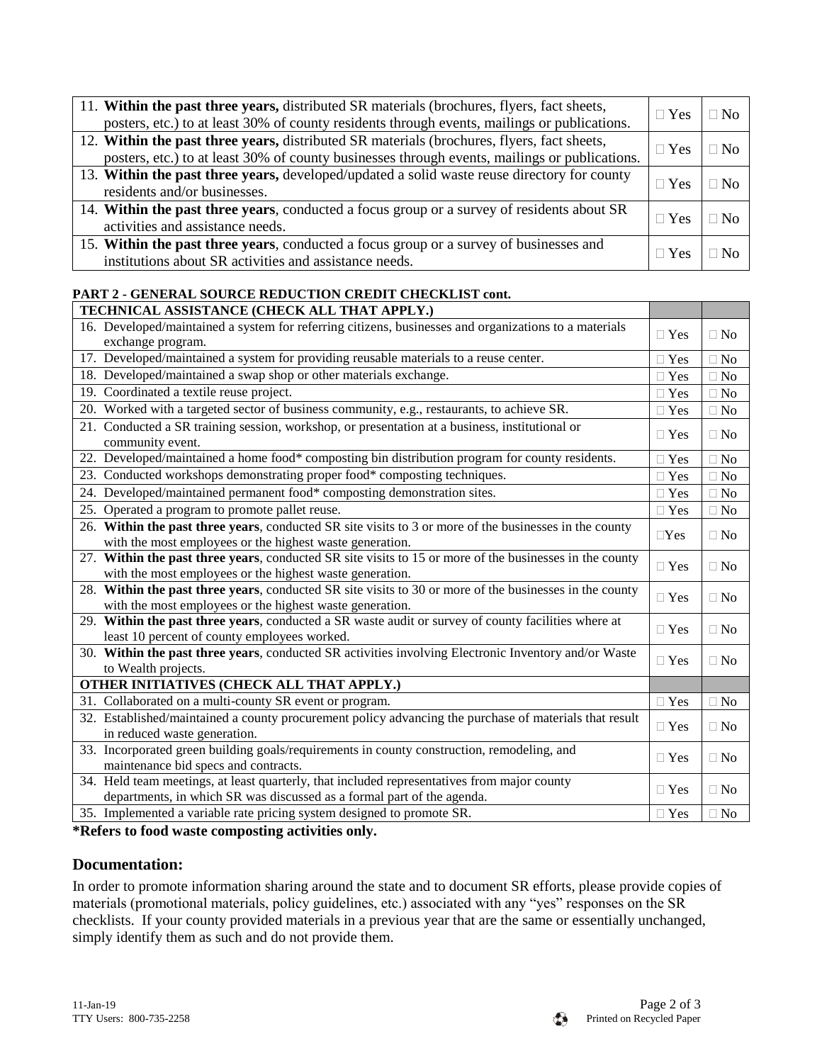| | | |
|---|---|---|
| 11. **Within the past three years,** distributed SR materials (brochures, flyers, fact sheets, posters, etc.) to at least 30% of county residents through events, mailings or publications. | ☐ Yes | ☐ No |
| 12. **Within the past three years,** distributed SR materials (brochures, flyers, fact sheets, posters, etc.) to at least 30% of county businesses through events, mailings or publications. | ☐ Yes | ☐ No |
| 13. **Within the past three years,** developed/updated a solid waste reuse directory for county residents and/or businesses. | ☐ Yes | ☐ No |
| 14. **Within the past three years**, conducted a focus group or a survey of residents about SR activities and assistance needs. | ☐ Yes | ☐ No |
| 15. **Within the past three years**, conducted a focus group or a survey of businesses and institutions about SR activities and assistance needs. | ☐ Yes | ☐ No |

**PART 2 - GENERAL SOURCE REDUCTION CREDIT CHECKLIST cont.**

| **TECHNICAL ASSISTANCE (CHECK ALL THAT APPLY.)** | | |
|---|---|---|
| 16. Developed/maintained a system for referring citizens, businesses and organizations to a materials exchange program. | ☐ Yes | ☐ No |
| 17. Developed/maintained a system for providing reusable materials to a reuse center. | ☐ Yes | ☐ No |
| 18. Developed/maintained a swap shop or other materials exchange. | ☐ Yes | ☐ No |
| 19. Coordinated a textile reuse project. | ☐ Yes | ☐ No |
| 20. Worked with a targeted sector of business community, e.g., restaurants, to achieve SR. | ☐ Yes | ☐ No |
| 21. Conducted a SR training session, workshop, or presentation at a business, institutional or community event. | ☐ Yes | ☐ No |
| 22. Developed/maintained a home food* composting bin distribution program for county residents. | ☐ Yes | ☐ No |
| 23. Conducted workshops demonstrating proper food* composting techniques. | ☐ Yes | ☐ No |
| 24. Developed/maintained permanent food* composting demonstration sites. | ☐ Yes | ☐ No |
| 25. Operated a program to promote pallet reuse. | ☐ Yes | ☐ No |
| 26. **Within the past three years**, conducted SR site visits to 3 or more of the businesses in the county with the most employees or the highest waste generation. | ☐Yes | ☐ No |
| 27. **Within the past three years**, conducted SR site visits to 15 or more of the businesses in the county with the most employees or the highest waste generation. | ☐ Yes | ☐ No |
| 28. **Within the past three years**, conducted SR site visits to 30 or more of the businesses in the county with the most employees or the highest waste generation. | ☐ Yes | ☐ No |
| 29. **Within the past three years**, conducted a SR waste audit or survey of county facilities where at least 10 percent of county employees worked. | ☐ Yes | ☐ No |
| 30. **Within the past three years**, conducted SR activities involving Electronic Inventory and/or Waste to Wealth projects. | ☐ Yes | ☐ No |
| **OTHER INITIATIVES (CHECK ALL THAT APPLY.)** | | |
| 31. Collaborated on a multi-county SR event or program. | ☐ Yes | ☐ No |
| 32. Established/maintained a county procurement policy advancing the purchase of materials that result in reduced waste generation. | ☐ Yes | ☐ No |
| 33. Incorporated green building goals/requirements in county construction, remodeling, and maintenance bid specs and contracts. | ☐ Yes | ☐ No |
| 34. Held team meetings, at least quarterly, that included representatives from major county departments, in which SR was discussed as a formal part of the agenda. | ☐ Yes | ☐ No |
| 35. Implemented a variable rate pricing system designed to promote SR. | ☐ Yes | ☐ No |

**\*Refers to food waste composting activities only.**

## Documentation:

In order to promote information sharing around the state and to document SR efforts, please provide copies of materials (promotional materials, policy guidelines, etc.) associated with any "yes" responses on the SR checklists. If your county provided materials in a previous year that are the same or essentially unchanged, simply identify them as such and do not provide them.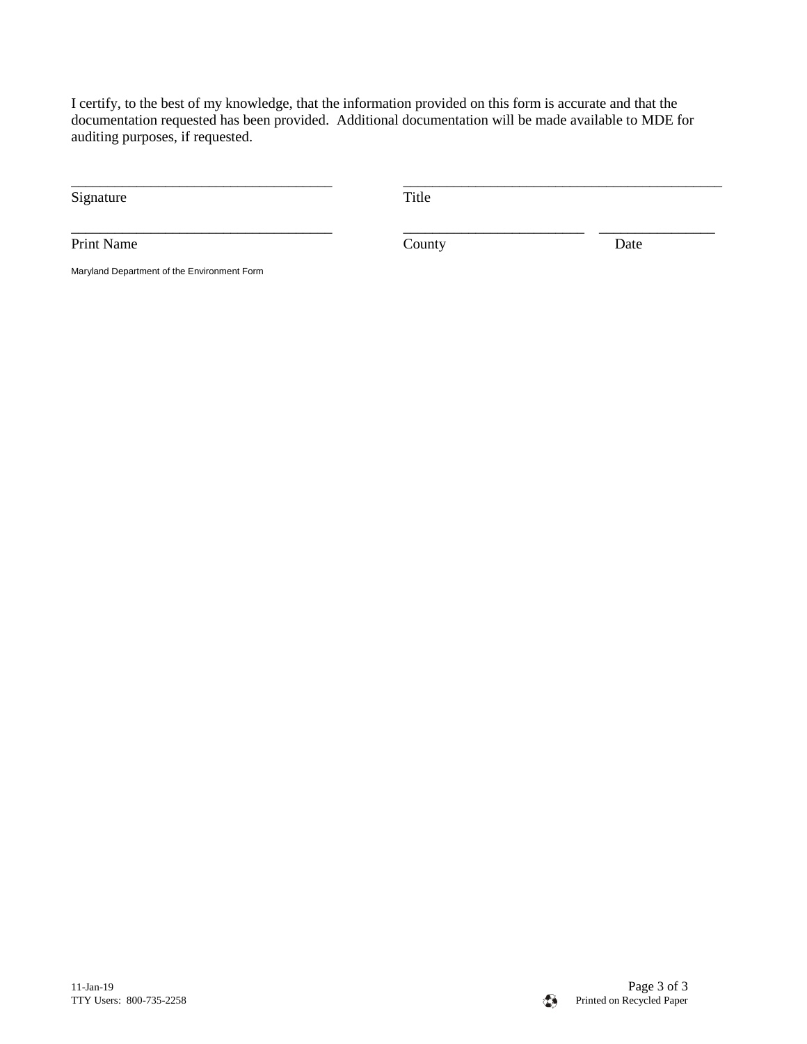I certify, to the best of my knowledge, that the information provided on this form is accurate and that the documentation requested has been provided. Additional documentation will be made available to MDE for auditing purposes, if requested.

| | |
|---|---|
| ____________________________________ | ____________________________________________ |
| Signature | Title |

| | | |
|---|---|---|
| ____________________________________ | _________________________ | ________________ |
| Print Name | County | Date |

Maryland Department of the Environment Form

11-Jan-19
TTY Users: 800-735-2258

Printed on Recycled Paper